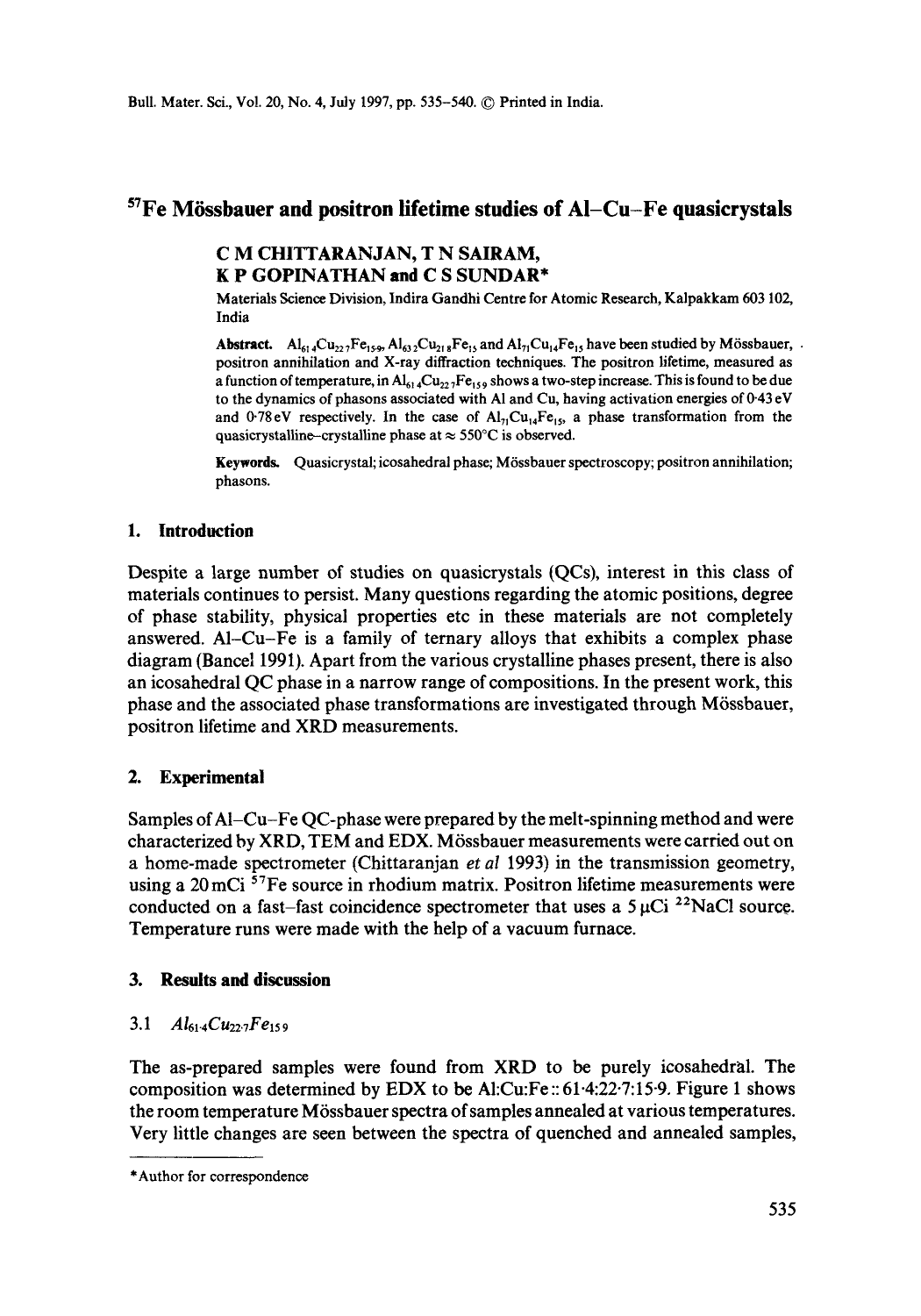# $^{57}$Fe Mössbauer and positron lifetime studies of Al–Cu–Fe quasicrystals

**C M CHITTARANJAN, T N SAIRAM, K P GOPINATHAN and C S SUNDAR***

Materials Science Division, Indira Gandhi Centre for Atomic Research, Kalpakkam 603 102, India

**Abstract.** $Al_{61\cdot4}Cu_{22\cdot7}Fe_{15\cdot9}$, $Al_{63\cdot2}Cu_{21\cdot8}Fe_{15}$ and $Al_{71}Cu_{14}Fe_{15}$ have been studied by Mössbauer, positron annihilation and X-ray diffraction techniques. The positron lifetime, measured as a function of temperature, in $Al_{61\cdot4}Cu_{22\cdot7}Fe_{15\cdot9}$ shows a two-step increase. This is found to be due to the dynamics of phasons associated with Al and Cu, having activation energies of 0·43 eV and 0·78 eV respectively. In the case of $Al_{71}Cu_{14}Fe_{15}$, a phase transformation from the quasicrystalline–crystalline phase at ≈ 550°C is observed.

**Keywords.** Quasicrystal; icosahedral phase; Mössbauer spectroscopy; positron annihilation; phasons.

## 1. Introduction

Despite a large number of studies on quasicrystals (QCs), interest in this class of materials continues to persist. Many questions regarding the atomic positions, degree of phase stability, physical properties etc in these materials are not completely answered. Al–Cu–Fe is a family of ternary alloys that exhibits a complex phase diagram (Bancel 1991). Apart from the various crystalline phases present, there is also an icosahedral QC phase in a narrow range of compositions. In the present work, this phase and the associated phase transformations are investigated through Mössbauer, positron lifetime and XRD measurements.

## 2. Experimental

Samples of Al–Cu–Fe QC-phase were prepared by the melt-spinning method and were characterized by XRD, TEM and EDX. Mössbauer measurements were carried out on a home-made spectrometer (Chittaranjan *et al* 1993) in the transmission geometry, using a 20 mCi $^{57}$Fe source in rhodium matrix. Positron lifetime measurements were conducted on a fast–fast coincidence spectrometer that uses a 5 μCi $^{22}$NaCl source. Temperature runs were made with the help of a vacuum furnace.

## 3. Results and discussion

### 3.1 $Al_{61\cdot4}Cu_{22\cdot7}Fe_{15\cdot9}$

The as-prepared samples were found from XRD to be purely icosahedral. The composition was determined by EDX to be Al:Cu:Fe :: 61·4:22·7:15·9. Figure 1 shows the room temperature Mössbauer spectra of samples annealed at various temperatures. Very little changes are seen between the spectra of quenched and annealed samples,

*Author for correspondence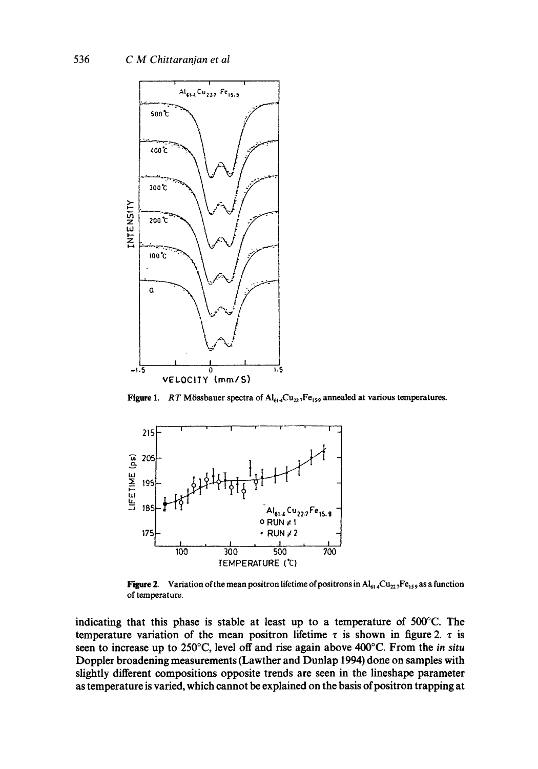**Figure 1.** *RT* Mössbauer spectra of $Al_{61.4}Cu_{22.7}Fe_{15.9}$ annealed at various temperatures.

**Figure 2.** Variation of the mean positron lifetime of positrons in $Al_{61.4}Cu_{22.7}Fe_{15.9}$ as a function of temperature.

indicating that this phase is stable at least up to a temperature of 500°C. The temperature variation of the mean positron lifetime $\tau$ is shown in figure 2. $\tau$ is seen to increase up to 250°C, level off and rise again above 400°C. From the *in situ* Doppler broadening measurements (Lawther and Dunlap 1994) done on samples with slightly different compositions opposite trends are seen in the lineshape parameter as temperature is varied, which cannot be explained on the basis of positron trapping at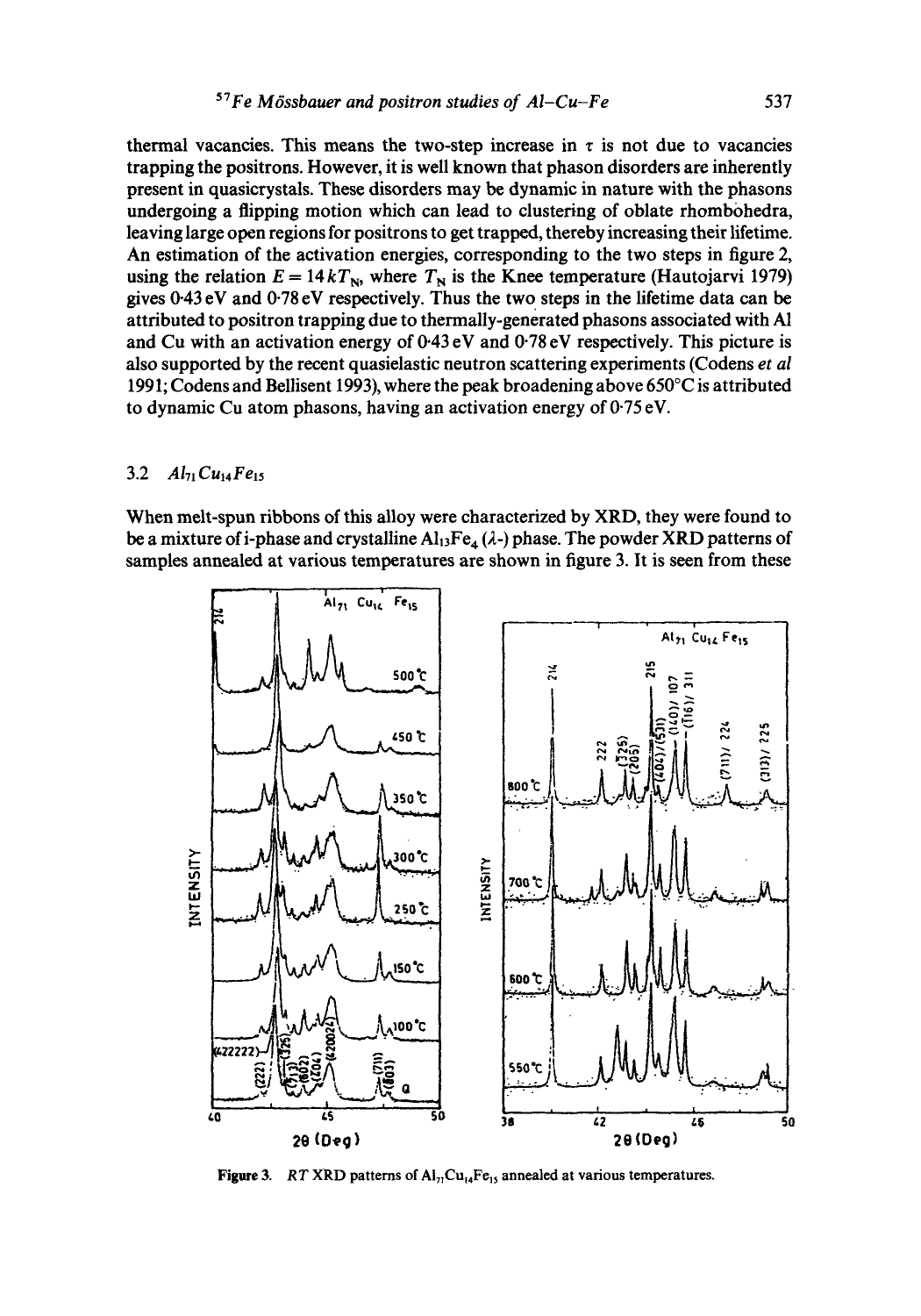thermal vacancies. This means the two-step increase in $\tau$ is not due to vacancies trapping the positrons. However, it is well known that phason disorders are inherently present in quasicrystals. These disorders may be dynamic in nature with the phasons undergoing a flipping motion which can lead to clustering of oblate rhombohedra, leaving large open regions for positrons to get trapped, thereby increasing their lifetime. An estimation of the activation energies, corresponding to the two steps in figure 2, using the relation $E = 14kT_N$, where $T_N$ is the Knee temperature (Hautojarvi 1979) gives 0·43 eV and 0·78 eV respectively. Thus the two steps in the lifetime data can be attributed to positron trapping due to thermally-generated phasons associated with Al and Cu with an activation energy of 0·43 eV and 0·78 eV respectively. This picture is also supported by the recent quasielastic neutron scattering experiments (Codens *et al* 1991; Codens and Bellisent 1993), where the peak broadening above 650°C is attributed to dynamic Cu atom phasons, having an activation energy of 0·75 eV.

### 3.2 $Al_{71}Cu_{14}Fe_{15}$

When melt-spun ribbons of this alloy were characterized by XRD, they were found to be a mixture of i-phase and crystalline $Al_{13}Fe_4$ ($\lambda$-) phase. The powder XRD patterns of samples annealed at various temperatures are shown in figure 3. It is seen from these

**Figure 3.** *RT* XRD patterns of $Al_{71}Cu_{14}Fe_{15}$ annealed at various temperatures.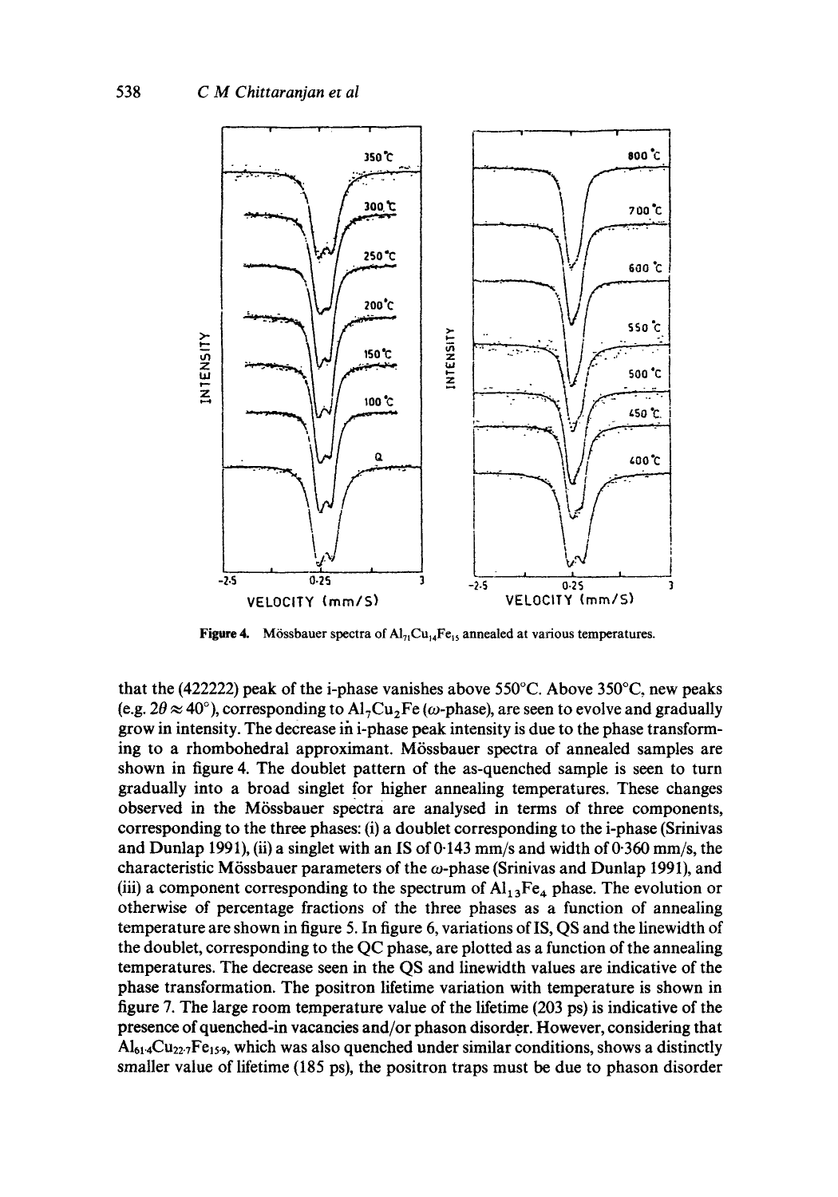**Figure 4.** Mössbauer spectra of $Al_{71}Cu_{14}Fe_{15}$ annealed at various temperatures.

that the (422222) peak of the i-phase vanishes above 550°C. Above 350°C, new peaks (e.g. $2\theta \approx 40°$), corresponding to $Al_7Cu_2Fe$ ($\omega$-phase), are seen to evolve and gradually grow in intensity. The decrease in i-phase peak intensity is due to the phase transforming to a rhombohedral approximant. Mössbauer spectra of annealed samples are shown in figure 4. The doublet pattern of the as-quenched sample is seen to turn gradually into a broad singlet for higher annealing temperatures. These changes observed in the Mössbauer spectra are analysed in terms of three components, corresponding to the three phases: (i) a doublet corresponding to the i-phase (Srinivas and Dunlap 1991), (ii) a singlet with an IS of 0·143 mm/s and width of 0·360 mm/s, the characteristic Mössbauer parameters of the $\omega$-phase (Srinivas and Dunlap 1991), and (iii) a component corresponding to the spectrum of $Al_{13}Fe_4$ phase. The evolution or otherwise of percentage fractions of the three phases as a function of annealing temperature are shown in figure 5. In figure 6, variations of IS, QS and the linewidth of the doublet, corresponding to the QC phase, are plotted as a function of the annealing temperatures. The decrease seen in the QS and linewidth values are indicative of the phase transformation. The positron lifetime variation with temperature is shown in figure 7. The large room temperature value of the lifetime (203 ps) is indicative of the presence of quenched-in vacancies and/or phason disorder. However, considering that $Al_{61.4}Cu_{22.7}Fe_{15.9}$, which was also quenched under similar conditions, shows a distinctly smaller value of lifetime (185 ps), the positron traps must be due to phason disorder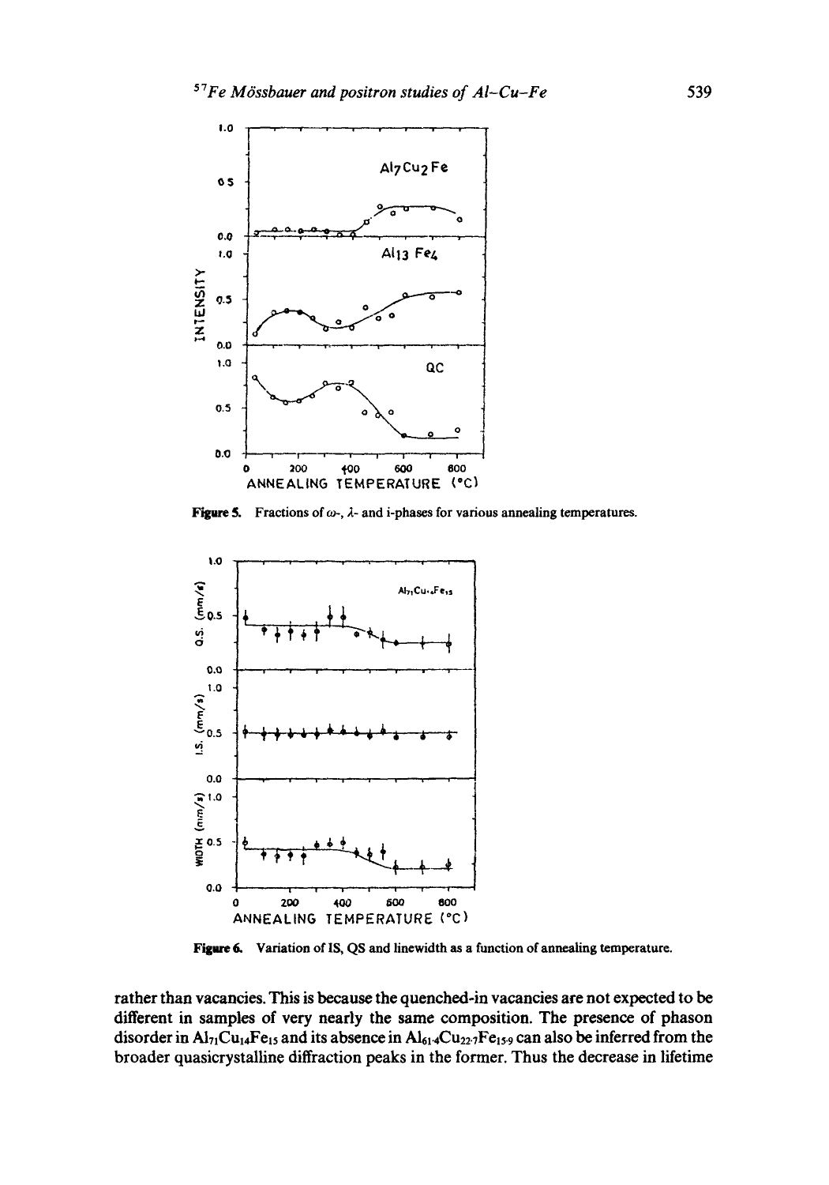**Figure 5.** Fractions of $\omega$-, $\lambda$- and i-phases for various annealing temperatures.

**Figure 6.** Variation of IS, QS and linewidth as a function of annealing temperature.

rather than vacancies. This is because the quenched-in vacancies are not expected to be different in samples of very nearly the same composition. The presence of phason disorder in $Al_{71}Cu_{14}Fe_{15}$ and its absence in $Al_{61.4}Cu_{22.7}Fe_{15.9}$ can also be inferred from the broader quasicrystalline diffraction peaks in the former. Thus the decrease in lifetime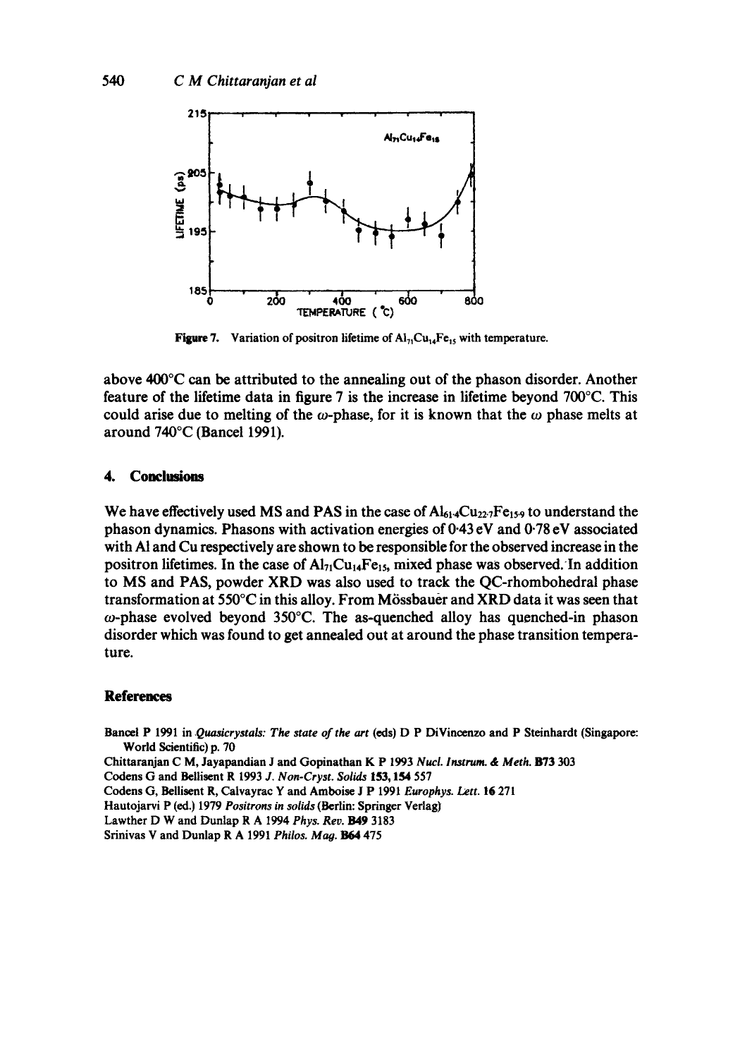215

$Al_{71}Cu_{14}Fe_{15}$

205

LIFETIME (ps)

195

185

0 200 400 600 800

TEMPERATURE (°C)

**Figure 7.** Variation of positron lifetime of $Al_{71}Cu_{14}Fe_{15}$ with temperature.

above 400°C can be attributed to the annealing out of the phason disorder. Another feature of the lifetime data in figure 7 is the increase in lifetime beyond 700°C. This could arise due to melting of the $\omega$-phase, for it is known that the $\omega$ phase melts at around 740°C (Bancel 1991).

## 4. Conclusions

We have effectively used MS and PAS in the case of $Al_{61.4}Cu_{22.7}Fe_{15.9}$ to understand the phason dynamics. Phasons with activation energies of 0·43 eV and 0·78 eV associated with Al and Cu respectively are shown to be responsible for the observed increase in the positron lifetimes. In the case of $Al_{71}Cu_{14}Fe_{15}$, mixed phase was observed. In addition to MS and PAS, powder XRD was also used to track the QC-rhombohedral phase transformation at 550°C in this alloy. From Mössbauer and XRD data it was seen that $\omega$-phase evolved beyond 350°C. The as-quenched alloy has quenched-in phason disorder which was found to get annealed out at around the phase transition temperature.

## References

Bancel P 1991 in *Quasicrystals: The state of the art* (eds) D P DiVincenzo and P Steinhardt (Singapore: World Scientific) p. 70

Chittaranjan C M, Jayapandian J and Gopinathan K P 1993 *Nucl. Instrum. & Meth.* **B73** 303

Codens G and Bellisent R 1993 *J. Non-Cryst. Solids* **153, 154** 557

Codens G, Bellisent R, Calvayrac Y and Amboise J P 1991 *Europhys. Lett.* **16** 271

Hautojarvi P (ed.) 1979 *Positrons in solids* (Berlin: Springer Verlag)

Lawther D W and Dunlap R A 1994 *Phys. Rev.* **B49** 3183

Srinivas V and Dunlap R A 1991 *Philos. Mag.* **B64** 475